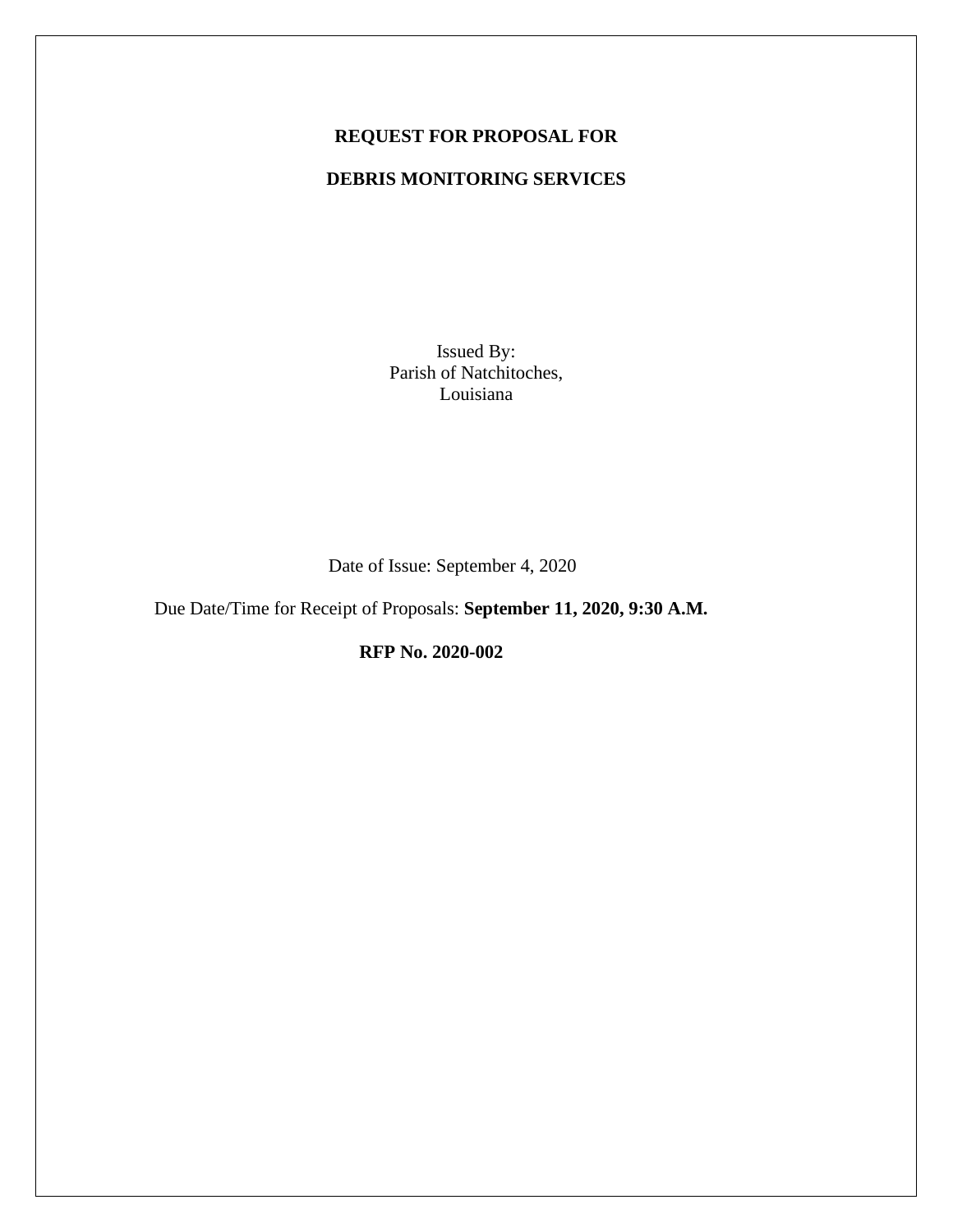# REQUEST FOR PROPOSAL FOR

# DEBRIS MONITORING SERVICES

Issued By:
Parish of Natchitoches,
Louisiana

Date of Issue: September 4, 2020

Due Date/Time for Receipt of Proposals: **September 11, 2020, 9:30 A.M.**

**RFP No. 2020-002**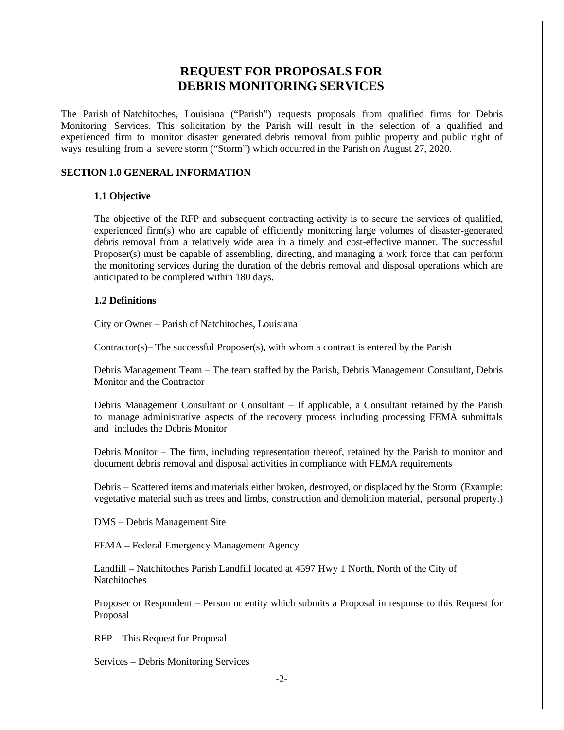# REQUEST FOR PROPOSALS FOR DEBRIS MONITORING SERVICES

The Parish of Natchitoches, Louisiana ("Parish") requests proposals from qualified firms for Debris Monitoring Services. This solicitation by the Parish will result in the selection of a qualified and experienced firm to monitor disaster generated debris removal from public property and public right of ways resulting from a severe storm ("Storm") which occurred in the Parish on August 27, 2020.

## SECTION 1.0 GENERAL INFORMATION

### 1.1 Objective

The objective of the RFP and subsequent contracting activity is to secure the services of qualified, experienced firm(s) who are capable of efficiently monitoring large volumes of disaster-generated debris removal from a relatively wide area in a timely and cost-effective manner. The successful Proposer(s) must be capable of assembling, directing, and managing a work force that can perform the monitoring services during the duration of the debris removal and disposal operations which are anticipated to be completed within 180 days.

### 1.2 Definitions

City or Owner – Parish of Natchitoches, Louisiana

Contractor(s)– The successful Proposer(s), with whom a contract is entered by the Parish

Debris Management Team – The team staffed by the Parish, Debris Management Consultant, Debris Monitor and the Contractor

Debris Management Consultant or Consultant – If applicable, a Consultant retained by the Parish to manage administrative aspects of the recovery process including processing FEMA submittals and includes the Debris Monitor

Debris Monitor – The firm, including representation thereof, retained by the Parish to monitor and document debris removal and disposal activities in compliance with FEMA requirements

Debris – Scattered items and materials either broken, destroyed, or displaced by the Storm (Example: vegetative material such as trees and limbs, construction and demolition material, personal property.)

DMS – Debris Management Site

FEMA – Federal Emergency Management Agency

Landfill – Natchitoches Parish Landfill located at 4597 Hwy 1 North, North of the City of Natchitoches

Proposer or Respondent – Person or entity which submits a Proposal in response to this Request for Proposal

RFP – This Request for Proposal

Services – Debris Monitoring Services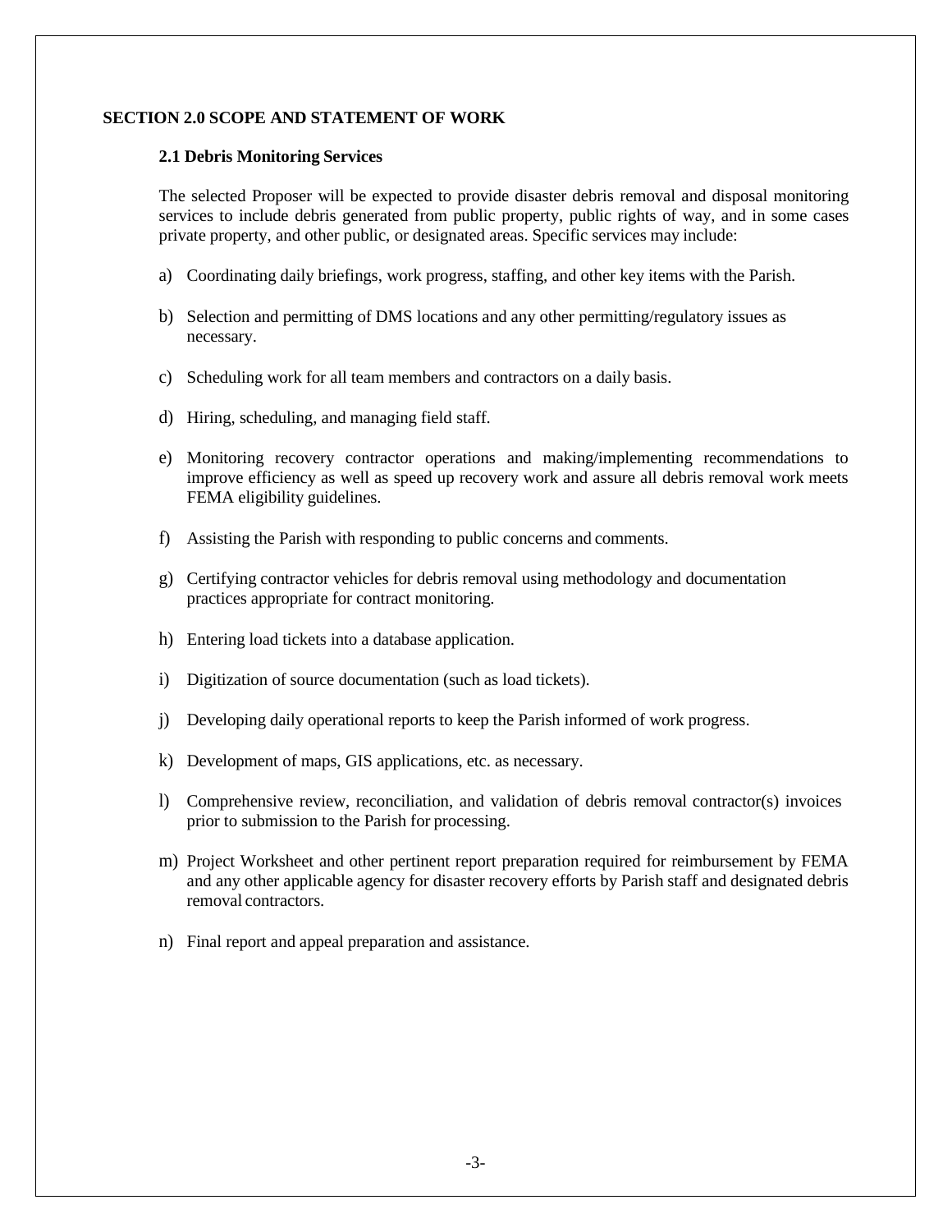## SECTION 2.0 SCOPE AND STATEMENT OF WORK

### 2.1 Debris Monitoring Services

The selected Proposer will be expected to provide disaster debris removal and disposal monitoring services to include debris generated from public property, public rights of way, and in some cases private property, and other public, or designated areas. Specific services may include:

a) Coordinating daily briefings, work progress, staffing, and other key items with the Parish.

b) Selection and permitting of DMS locations and any other permitting/regulatory issues as necessary.

c) Scheduling work for all team members and contractors on a daily basis.

d) Hiring, scheduling, and managing field staff.

e) Monitoring recovery contractor operations and making/implementing recommendations to improve efficiency as well as speed up recovery work and assure all debris removal work meets FEMA eligibility guidelines.

f) Assisting the Parish with responding to public concerns and comments.

g) Certifying contractor vehicles for debris removal using methodology and documentation practices appropriate for contract monitoring.

h) Entering load tickets into a database application.

i) Digitization of source documentation (such as load tickets).

j) Developing daily operational reports to keep the Parish informed of work progress.

k) Development of maps, GIS applications, etc. as necessary.

l) Comprehensive review, reconciliation, and validation of debris removal contractor(s) invoices prior to submission to the Parish for processing.

m) Project Worksheet and other pertinent report preparation required for reimbursement by FEMA and any other applicable agency for disaster recovery efforts by Parish staff and designated debris removal contractors.

n) Final report and appeal preparation and assistance.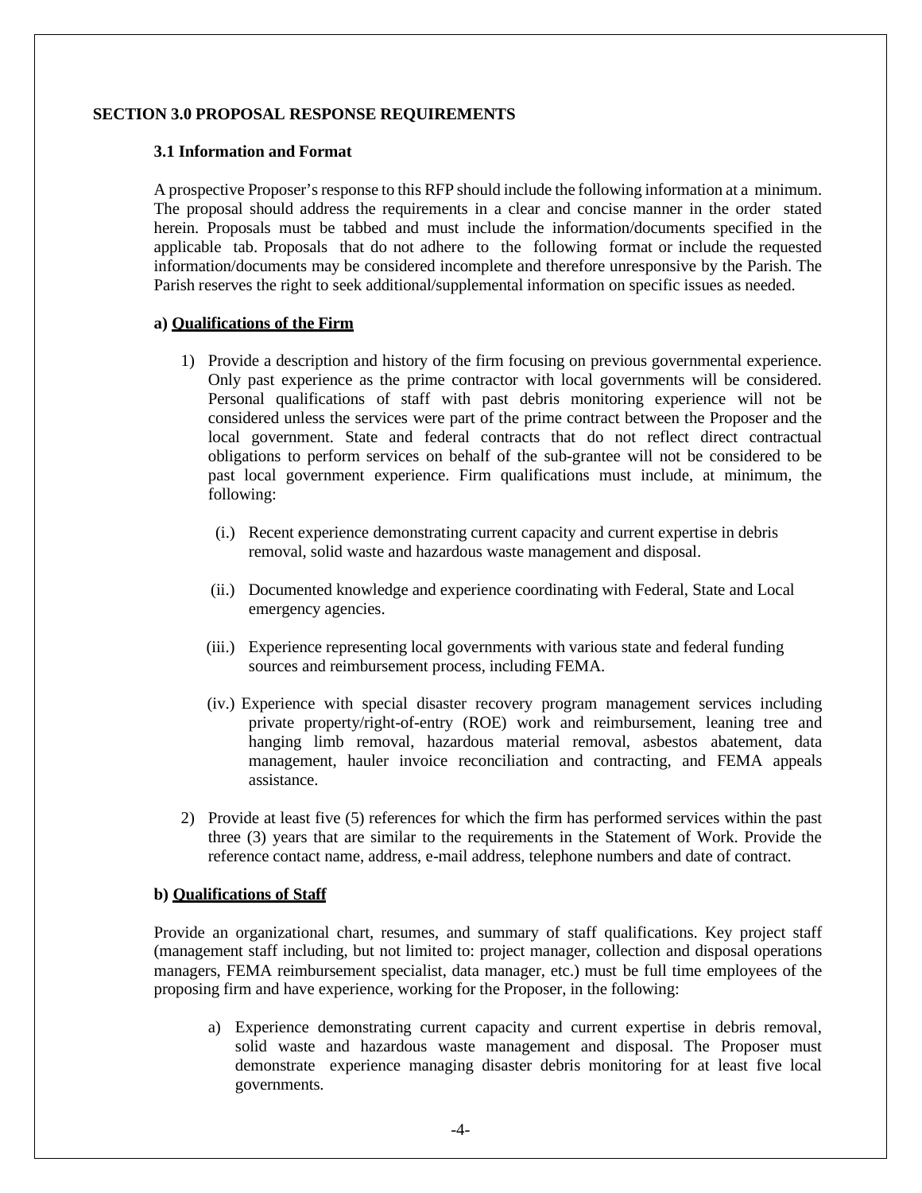## SECTION 3.0 PROPOSAL RESPONSE REQUIREMENTS

### 3.1 Information and Format

A prospective Proposer's response to this RFP should include the following information at a minimum. The proposal should address the requirements in a clear and concise manner in the order stated herein. Proposals must be tabbed and must include the information/documents specified in the applicable tab. Proposals that do not adhere to the following format or include the requested information/documents may be considered incomplete and therefore unresponsive by the Parish. The Parish reserves the right to seek additional/supplemental information on specific issues as needed.

**a) Qualifications of the Firm**

1) Provide a description and history of the firm focusing on previous governmental experience. Only past experience as the prime contractor with local governments will be considered. Personal qualifications of staff with past debris monitoring experience will not be considered unless the services were part of the prime contract between the Proposer and the local government. State and federal contracts that do not reflect direct contractual obligations to perform services on behalf of the sub-grantee will not be considered to be past local government experience. Firm qualifications must include, at minimum, the following:

   (i.) Recent experience demonstrating current capacity and current expertise in debris removal, solid waste and hazardous waste management and disposal.

   (ii.) Documented knowledge and experience coordinating with Federal, State and Local emergency agencies.

   (iii.) Experience representing local governments with various state and federal funding sources and reimbursement process, including FEMA.

   (iv.) Experience with special disaster recovery program management services including private property/right-of-entry (ROE) work and reimbursement, leaning tree and hanging limb removal, hazardous material removal, asbestos abatement, data management, hauler invoice reconciliation and contracting, and FEMA appeals assistance.

2) Provide at least five (5) references for which the firm has performed services within the past three (3) years that are similar to the requirements in the Statement of Work. Provide the reference contact name, address, e-mail address, telephone numbers and date of contract.

**b) Qualifications of Staff**

Provide an organizational chart, resumes, and summary of staff qualifications. Key project staff (management staff including, but not limited to: project manager, collection and disposal operations managers, FEMA reimbursement specialist, data manager, etc.) must be full time employees of the proposing firm and have experience, working for the Proposer, in the following:

a) Experience demonstrating current capacity and current expertise in debris removal, solid waste and hazardous waste management and disposal. The Proposer must demonstrate experience managing disaster debris monitoring for at least five local governments.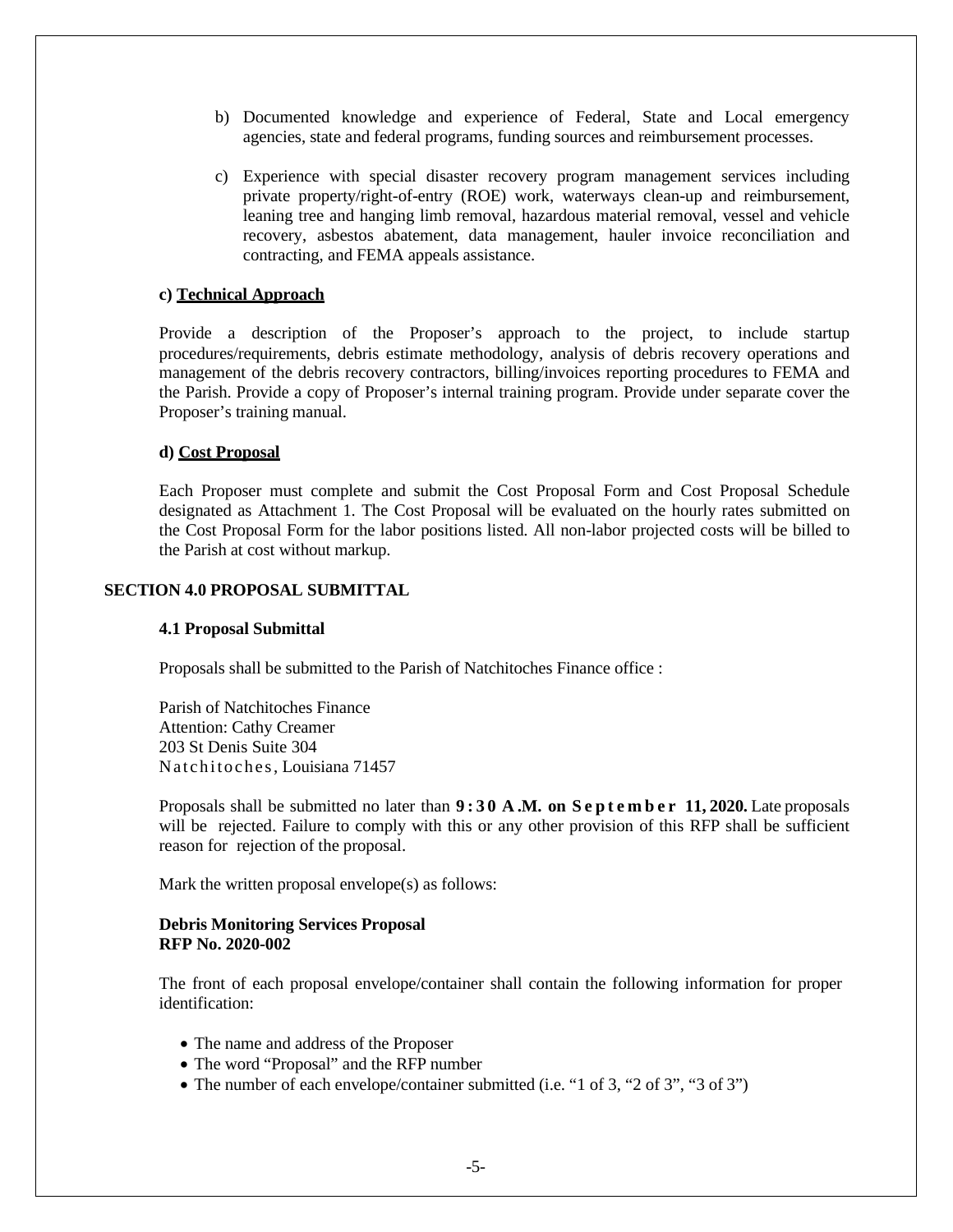b) Documented knowledge and experience of Federal, State and Local emergency agencies, state and federal programs, funding sources and reimbursement processes.

c) Experience with special disaster recovery program management services including private property/right-of-entry (ROE) work, waterways clean-up and reimbursement, leaning tree and hanging limb removal, hazardous material removal, vessel and vehicle recovery, asbestos abatement, data management, hauler invoice reconciliation and contracting, and FEMA appeals assistance.

**c) <u>Technical Approach</u>**

Provide a description of the Proposer's approach to the project, to include startup procedures/requirements, debris estimate methodology, analysis of debris recovery operations and management of the debris recovery contractors, billing/invoices reporting procedures to FEMA and the Parish. Provide a copy of Proposer's internal training program. Provide under separate cover the Proposer's training manual.

**d) <u>Cost Proposal</u>**

Each Proposer must complete and submit the Cost Proposal Form and Cost Proposal Schedule designated as Attachment 1. The Cost Proposal will be evaluated on the hourly rates submitted on the Cost Proposal Form for the labor positions listed. All non-labor projected costs will be billed to the Parish at cost without markup.

## SECTION 4.0 PROPOSAL SUBMITTAL

### 4.1 Proposal Submittal

Proposals shall be submitted to the Parish of Natchitoches Finance office :

Parish of Natchitoches Finance
Attention: Cathy Creamer
203 St Denis Suite 304
Natchitoches, Louisiana 71457

Proposals shall be submitted no later than **9:30 A.M. on September 11, 2020.** Late proposals will be rejected. Failure to comply with this or any other provision of this RFP shall be sufficient reason for rejection of the proposal.

Mark the written proposal envelope(s) as follows:

**Debris Monitoring Services Proposal**
**RFP No. 2020-002**

The front of each proposal envelope/container shall contain the following information for proper identification:

- The name and address of the Proposer
- The word "Proposal" and the RFP number
- The number of each envelope/container submitted (i.e. "1 of 3, "2 of 3", "3 of 3")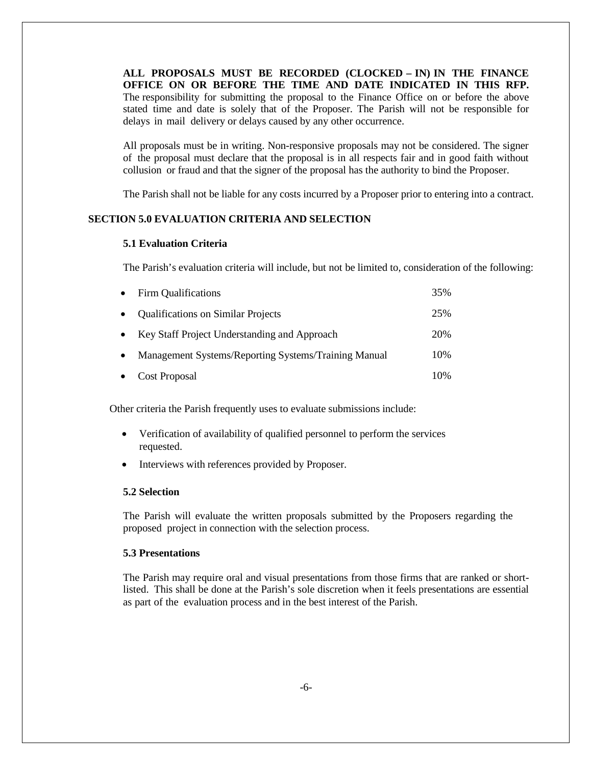**ALL PROPOSALS MUST BE RECORDED (CLOCKED – IN) IN THE FINANCE OFFICE ON OR BEFORE THE TIME AND DATE INDICATED IN THIS RFP.** The responsibility for submitting the proposal to the Finance Office on or before the above stated time and date is solely that of the Proposer. The Parish will not be responsible for delays in mail delivery or delays caused by any other occurrence.

All proposals must be in writing. Non-responsive proposals may not be considered. The signer of the proposal must declare that the proposal is in all respects fair and in good faith without collusion or fraud and that the signer of the proposal has the authority to bind the Proposer.

The Parish shall not be liable for any costs incurred by a Proposer prior to entering into a contract.

## SECTION 5.0 EVALUATION CRITERIA AND SELECTION

### 5.1 Evaluation Criteria

The Parish's evaluation criteria will include, but not be limited to, consideration of the following:

| Criteria | Weight |
|---|---|
| • Firm Qualifications | 35% |
| • Qualifications on Similar Projects | 25% |
| • Key Staff Project Understanding and Approach | 20% |
| • Management Systems/Reporting Systems/Training Manual | 10% |
| • Cost Proposal | 10% |

Other criteria the Parish frequently uses to evaluate submissions include:

- Verification of availability of qualified personnel to perform the services requested.
- Interviews with references provided by Proposer.

### 5.2 Selection

The Parish will evaluate the written proposals submitted by the Proposers regarding the proposed project in connection with the selection process.

### 5.3 Presentations

The Parish may require oral and visual presentations from those firms that are ranked or short-listed. This shall be done at the Parish's sole discretion when it feels presentations are essential as part of the evaluation process and in the best interest of the Parish.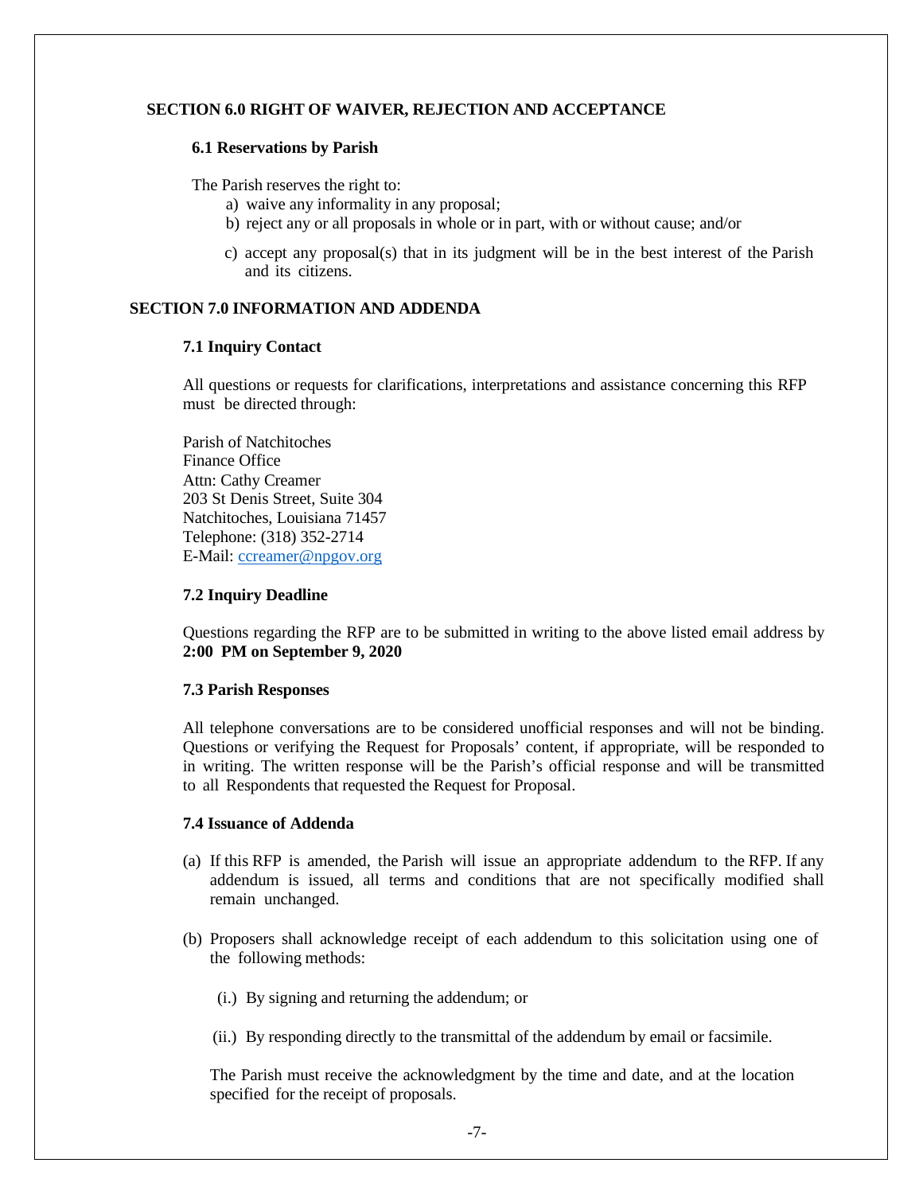## SECTION 6.0 RIGHT OF WAIVER, REJECTION AND ACCEPTANCE

### 6.1 Reservations by Parish

The Parish reserves the right to:

a) waive any informality in any proposal;
b) reject any or all proposals in whole or in part, with or without cause; and/or
c) accept any proposal(s) that in its judgment will be in the best interest of the Parish and its citizens.

## SECTION 7.0 INFORMATION AND ADDENDA

### 7.1 Inquiry Contact

All questions or requests for clarifications, interpretations and assistance concerning this RFP must be directed through:

Parish of Natchitoches
Finance Office
Attn: Cathy Creamer
203 St Denis Street, Suite 304
Natchitoches, Louisiana 71457
Telephone: (318) 352-2714
E-Mail: ccreamer@npgov.org

### 7.2 Inquiry Deadline

Questions regarding the RFP are to be submitted in writing to the above listed email address by **2:00 PM on September 9, 2020**

### 7.3 Parish Responses

All telephone conversations are to be considered unofficial responses and will not be binding. Questions or verifying the Request for Proposals' content, if appropriate, will be responded to in writing. The written response will be the Parish's official response and will be transmitted to all Respondents that requested the Request for Proposal.

### 7.4 Issuance of Addenda

(a) If this RFP is amended, the Parish will issue an appropriate addendum to the RFP. If any addendum is issued, all terms and conditions that are not specifically modified shall remain unchanged.

(b) Proposers shall acknowledge receipt of each addendum to this solicitation using one of the following methods:

(i.) By signing and returning the addendum; or

(ii.) By responding directly to the transmittal of the addendum by email or facsimile.

The Parish must receive the acknowledgment by the time and date, and at the location specified for the receipt of proposals.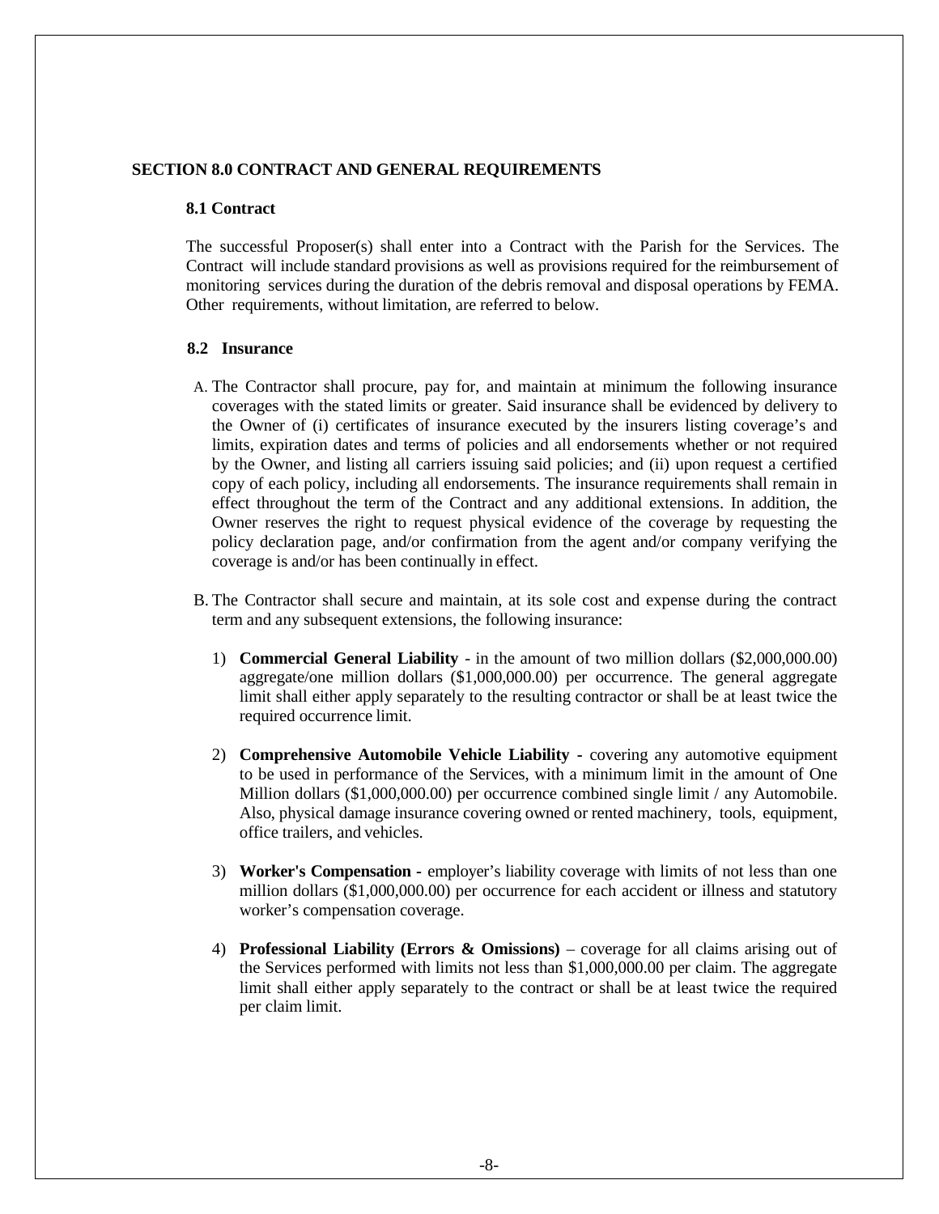## SECTION 8.0 CONTRACT AND GENERAL REQUIREMENTS

### 8.1 Contract

The successful Proposer(s) shall enter into a Contract with the Parish for the Services. The Contract will include standard provisions as well as provisions required for the reimbursement of monitoring services during the duration of the debris removal and disposal operations by FEMA. Other requirements, without limitation, are referred to below.

### 8.2 Insurance

A. The Contractor shall procure, pay for, and maintain at minimum the following insurance coverages with the stated limits or greater. Said insurance shall be evidenced by delivery to the Owner of (i) certificates of insurance executed by the insurers listing coverage's and limits, expiration dates and terms of policies and all endorsements whether or not required by the Owner, and listing all carriers issuing said policies; and (ii) upon request a certified copy of each policy, including all endorsements. The insurance requirements shall remain in effect throughout the term of the Contract and any additional extensions. In addition, the Owner reserves the right to request physical evidence of the coverage by requesting the policy declaration page, and/or confirmation from the agent and/or company verifying the coverage is and/or has been continually in effect.

B. The Contractor shall secure and maintain, at its sole cost and expense during the contract term and any subsequent extensions, the following insurance:

1) **Commercial General Liability** - in the amount of two million dollars ($2,000,000.00) aggregate/one million dollars ($1,000,000.00) per occurrence. The general aggregate limit shall either apply separately to the resulting contractor or shall be at least twice the required occurrence limit.

2) **Comprehensive Automobile Vehicle Liability -** covering any automotive equipment to be used in performance of the Services, with a minimum limit in the amount of One Million dollars ($1,000,000.00) per occurrence combined single limit / any Automobile. Also, physical damage insurance covering owned or rented machinery, tools, equipment, office trailers, and vehicles.

3) **Worker's Compensation -** employer's liability coverage with limits of not less than one million dollars ($1,000,000.00) per occurrence for each accident or illness and statutory worker's compensation coverage.

4) **Professional Liability (Errors & Omissions)** – coverage for all claims arising out of the Services performed with limits not less than $1,000,000.00 per claim. The aggregate limit shall either apply separately to the contract or shall be at least twice the required per claim limit.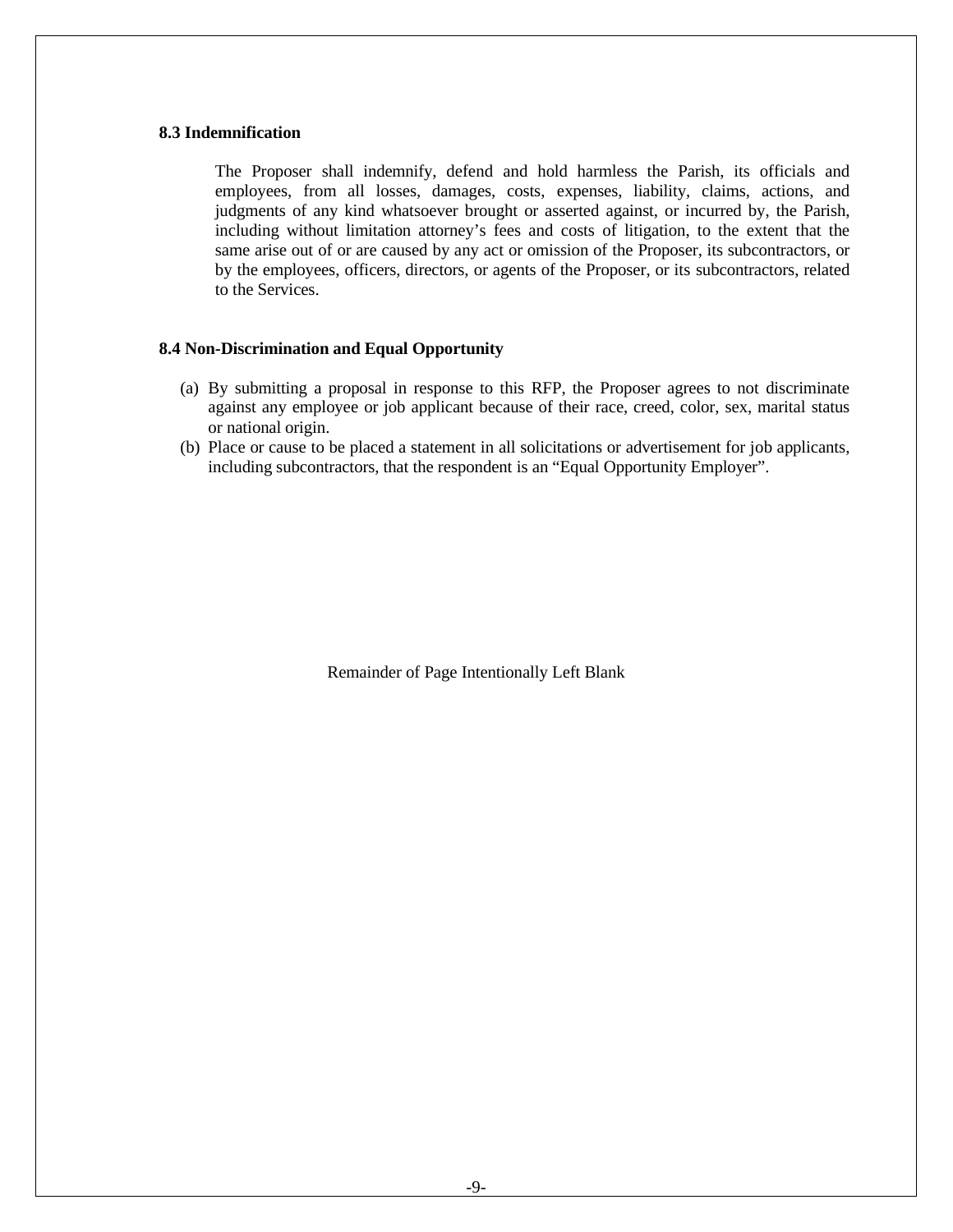### 8.3 Indemnification

The Proposer shall indemnify, defend and hold harmless the Parish, its officials and employees, from all losses, damages, costs, expenses, liability, claims, actions, and judgments of any kind whatsoever brought or asserted against, or incurred by, the Parish, including without limitation attorney's fees and costs of litigation, to the extent that the same arise out of or are caused by any act or omission of the Proposer, its subcontractors, or by the employees, officers, directors, or agents of the Proposer, or its subcontractors, related to the Services.

### 8.4 Non-Discrimination and Equal Opportunity

(a) By submitting a proposal in response to this RFP, the Proposer agrees to not discriminate against any employee or job applicant because of their race, creed, color, sex, marital status or national origin.

(b) Place or cause to be placed a statement in all solicitations or advertisement for job applicants, including subcontractors, that the respondent is an "Equal Opportunity Employer".

Remainder of Page Intentionally Left Blank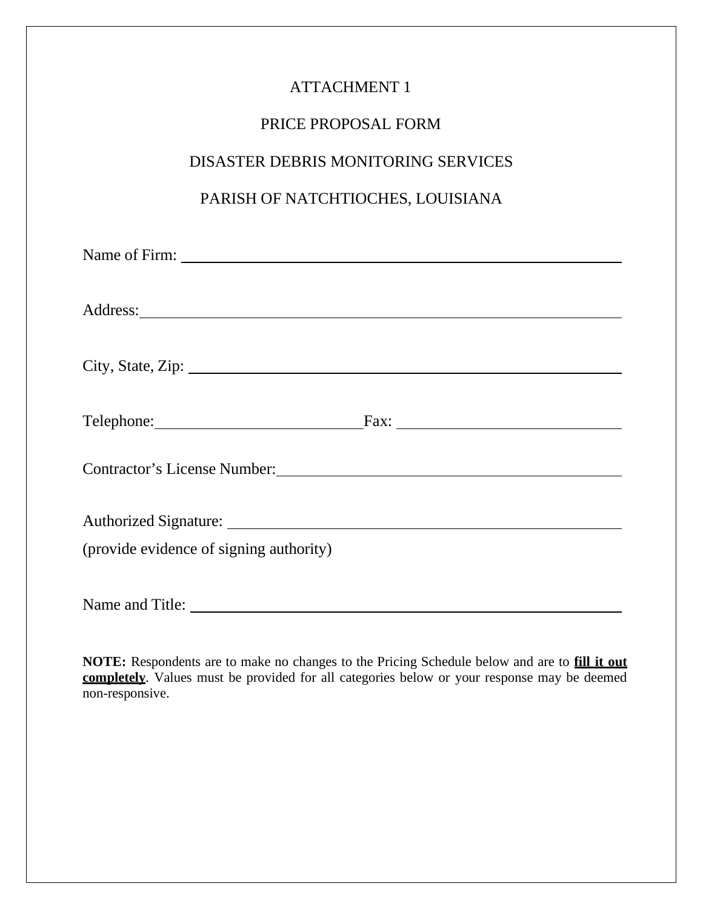# ATTACHMENT 1

## PRICE PROPOSAL FORM

## DISASTER DEBRIS MONITORING SERVICES

## PARISH OF NATCHTIOCHES, LOUISIANA

Name of Firm: ______________________________________________

Address: ______________________________________________

City, State, Zip: ______________________________________________

Telephone: ______________________ Fax: ______________________

Contractor's License Number: ______________________________________________

Authorized Signature: ______________________________________________

(provide evidence of signing authority)

Name and Title: ______________________________________________

**NOTE:** Respondents are to make no changes to the Pricing Schedule below and are to **fill it out completely**. Values must be provided for all categories below or your response may be deemed non-responsive.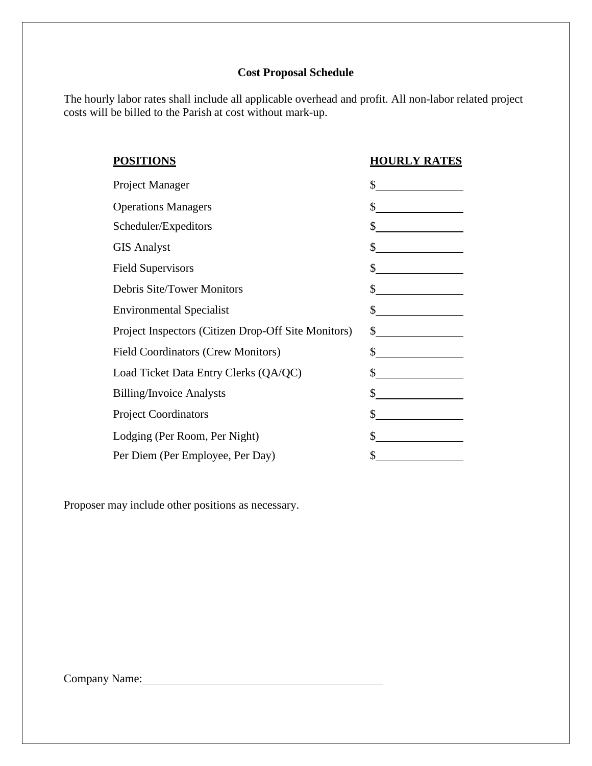**Cost Proposal Schedule**

The hourly labor rates shall include all applicable overhead and profit. All non-labor related project costs will be billed to the Parish at cost without mark-up.

| **POSITIONS** | **HOURLY RATES** |
|---|---|
| Project Manager | $\_\_\_\_\_\_\_\_\_\_ |
| Operations Managers | $\_\_\_\_\_\_\_\_\_\_ |
| Scheduler/Expeditors | $\_\_\_\_\_\_\_\_\_\_ |
| GIS Analyst | $\_\_\_\_\_\_\_\_\_\_ |
| Field Supervisors | $\_\_\_\_\_\_\_\_\_\_ |
| Debris Site/Tower Monitors | $\_\_\_\_\_\_\_\_\_\_ |
| Environmental Specialist | $\_\_\_\_\_\_\_\_\_\_ |
| Project Inspectors (Citizen Drop-Off Site Monitors) | $\_\_\_\_\_\_\_\_\_\_ |
| Field Coordinators (Crew Monitors) | $\_\_\_\_\_\_\_\_\_\_ |
| Load Ticket Data Entry Clerks (QA/QC) | $\_\_\_\_\_\_\_\_\_\_ |
| Billing/Invoice Analysts | $\_\_\_\_\_\_\_\_\_\_ |
| Project Coordinators | $\_\_\_\_\_\_\_\_\_\_ |
| Lodging (Per Room, Per Night) | $\_\_\_\_\_\_\_\_\_\_ |
| Per Diem (Per Employee, Per Day) | $\_\_\_\_\_\_\_\_\_\_ |

Proposer may include other positions as necessary.

Company Name:\_\_\_\_\_\_\_\_\_\_\_\_\_\_\_\_\_\_\_\_\_\_\_\_\_\_\_\_\_\_\_\_\_\_\_\_\_\_\_\_